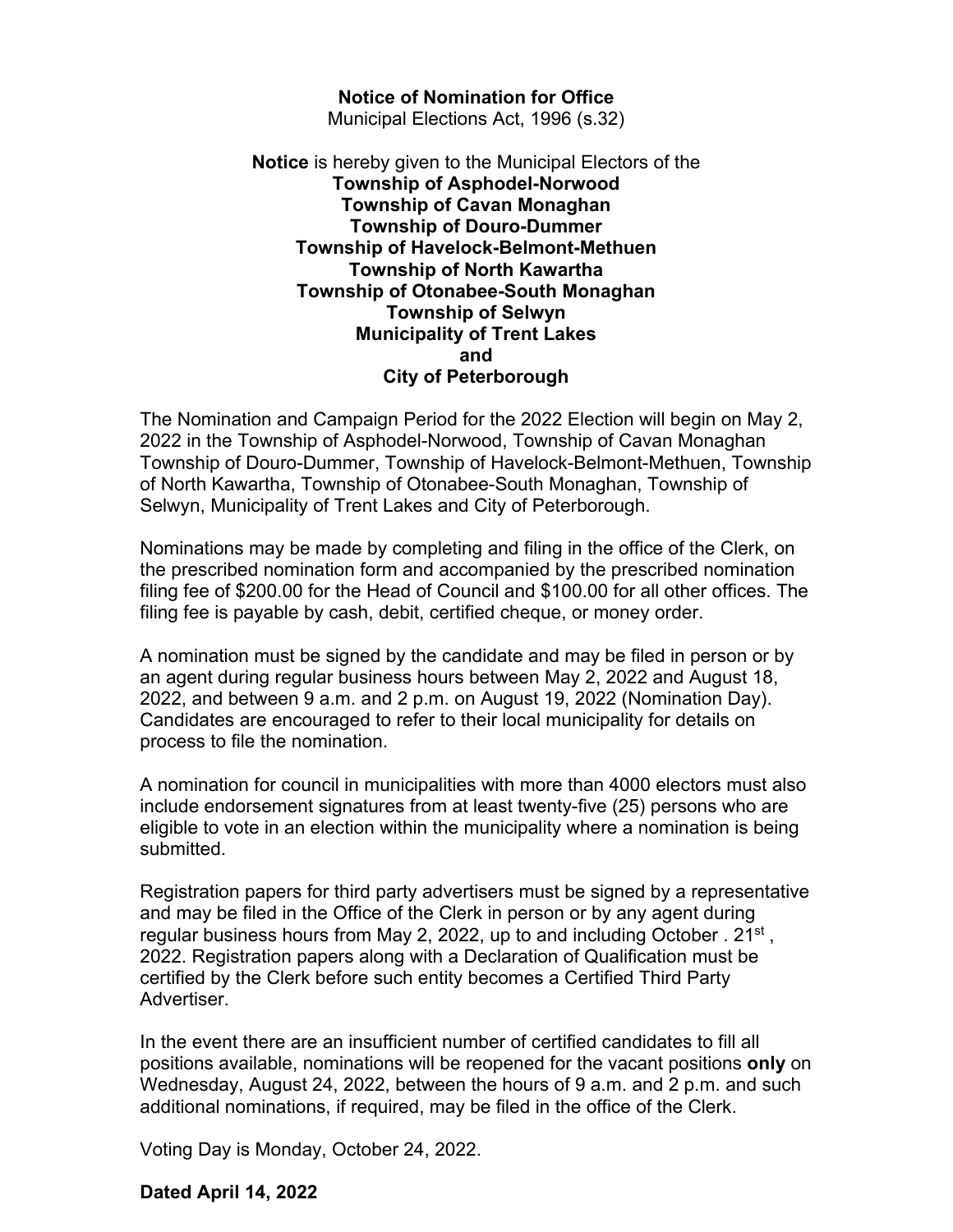# Notice of Nomination for Office

Municipal Elections Act, 1996 (s.32)

**Notice** is hereby given to the Municipal Electors of the
**Township of Asphodel-Norwood**
**Township of Cavan Monaghan**
**Township of Douro-Dummer**
**Township of Havelock-Belmont-Methuen**
**Township of North Kawartha**
**Township of Otonabee-South Monaghan**
**Township of Selwyn**
**Municipality of Trent Lakes**
**and**
**City of Peterborough**

The Nomination and Campaign Period for the 2022 Election will begin on May 2, 2022 in the Township of Asphodel-Norwood, Township of Cavan Monaghan Township of Douro-Dummer, Township of Havelock-Belmont-Methuen, Township of North Kawartha, Township of Otonabee-South Monaghan, Township of Selwyn, Municipality of Trent Lakes and City of Peterborough.

Nominations may be made by completing and filing in the office of the Clerk, on the prescribed nomination form and accompanied by the prescribed nomination filing fee of $200.00 for the Head of Council and $100.00 for all other offices. The filing fee is payable by cash, debit, certified cheque, or money order.

A nomination must be signed by the candidate and may be filed in person or by an agent during regular business hours between May 2, 2022 and August 18, 2022, and between 9 a.m. and 2 p.m. on August 19, 2022 (Nomination Day). Candidates are encouraged to refer to their local municipality for details on process to file the nomination.

A nomination for council in municipalities with more than 4000 electors must also include endorsement signatures from at least twenty-five (25) persons who are eligible to vote in an election within the municipality where a nomination is being submitted.

Registration papers for third party advertisers must be signed by a representative and may be filed in the Office of the Clerk in person or by any agent during regular business hours from May 2, 2022, up to and including October . 21st , 2022. Registration papers along with a Declaration of Qualification must be certified by the Clerk before such entity becomes a Certified Third Party Advertiser.

In the event there are an insufficient number of certified candidates to fill all positions available, nominations will be reopened for the vacant positions **only** on Wednesday, August 24, 2022, between the hours of 9 a.m. and 2 p.m. and such additional nominations, if required, may be filed in the office of the Clerk.

Voting Day is Monday, October 24, 2022.

**Dated April 14, 2022**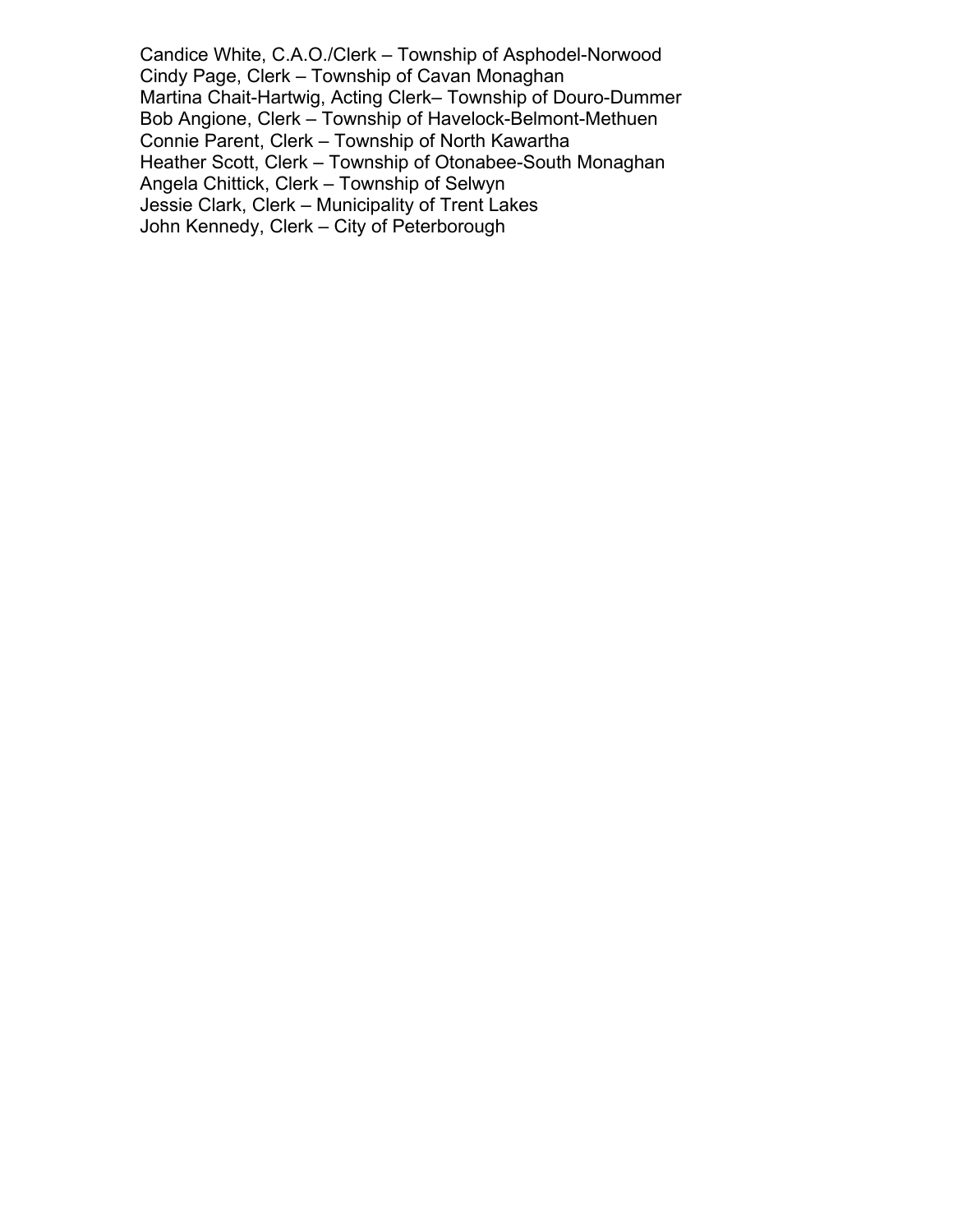Candice White, C.A.O./Clerk – Township of Asphodel-Norwood
Cindy Page, Clerk – Township of Cavan Monaghan
Martina Chait-Hartwig, Acting Clerk– Township of Douro-Dummer
Bob Angione, Clerk – Township of Havelock-Belmont-Methuen
Connie Parent, Clerk – Township of North Kawartha
Heather Scott, Clerk – Township of Otonabee-South Monaghan
Angela Chittick, Clerk – Township of Selwyn
Jessie Clark, Clerk – Municipality of Trent Lakes
John Kennedy, Clerk – City of Peterborough